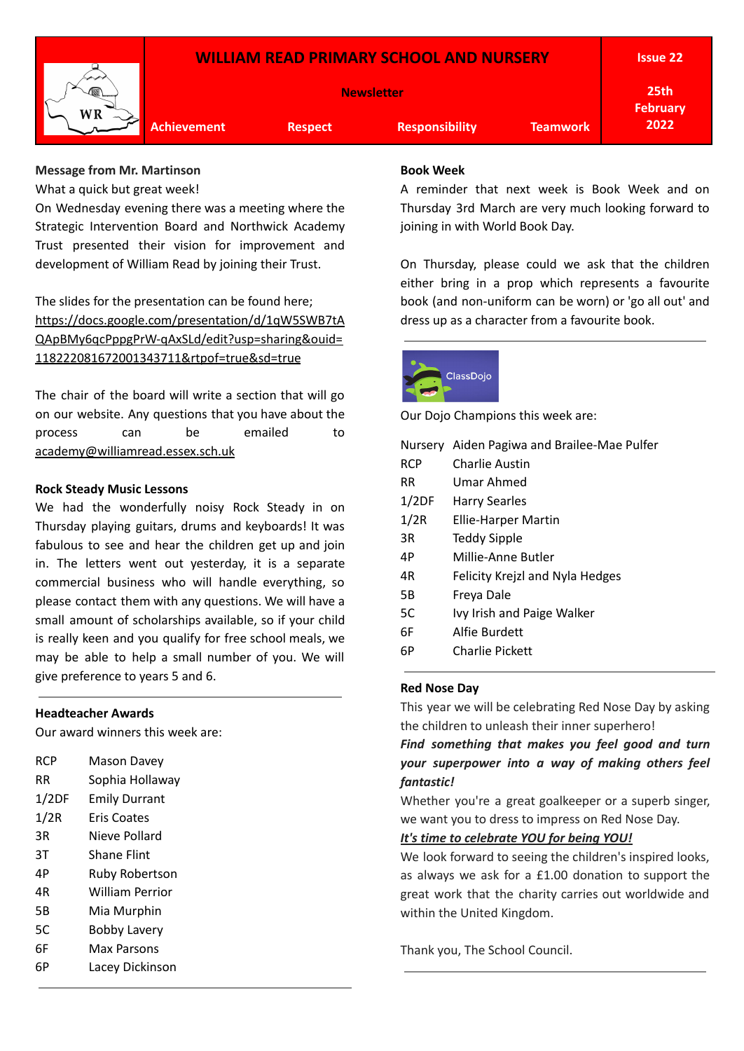# WILLIAM READ PRIMARY SCHOOL AND NURSERY

**Newsletter**

**Issue 22** | **25th February 2022**

**Achievement** | **Respect** | **Responsibility** | **Teamwork**

**Message from Mr. Martinson**

What a quick but great week!

On Wednesday evening there was a meeting where the Strategic Intervention Board and Northwick Academy Trust presented their vision for improvement and development of William Read by joining their Trust.

The slides for the presentation can be found here; https://docs.google.com/presentation/d/1qW5SWB7tAQApBMy6qcPppgPrW-qAxSLd/edit?usp=sharing&ouid=118222081672001343711&rtpof=true&sd=true

The chair of the board will write a section that will go on our website. Any questions that you have about the process can be emailed to academy@williamread.essex.sch.uk

**Rock Steady Music Lessons**

We had the wonderfully noisy Rock Steady in on Thursday playing guitars, drums and keyboards! It was fabulous to see and hear the children get up and join in. The letters went out yesterday, it is a separate commercial business who will handle everything, so please contact them with any questions. We will have a small amount of scholarships available, so if your child is really keen and you qualify for free school meals, we may be able to help a small number of you. We will give preference to years 5 and 6.

**Headteacher Awards**

Our award winners this week are:

| | |
|---|---|
| RCP | Mason Davey |
| RR | Sophia Hollaway |
| 1/2DF | Emily Durrant |
| 1/2R | Eris Coates |
| 3R | Nieve Pollard |
| 3T | Shane Flint |
| 4P | Ruby Robertson |
| 4R | William Perrior |
| 5B | Mia Murphin |
| 5C | Bobby Lavery |
| 6F | Max Parsons |
| 6P | Lacey Dickinson |

**Book Week**

A reminder that next week is Book Week and on Thursday 3rd March are very much looking forward to joining in with World Book Day.

On Thursday, please could we ask that the children either bring in a prop which represents a favourite book (and non-uniform can be worn) or 'go all out' and dress up as a character from a favourite book.

ClassDojo

Our Dojo Champions this week are:

| | |
|---|---|
| Nursery | Aiden Pagiwa and Brailee-Mae Pulfer |
| RCP | Charlie Austin |
| RR | Umar Ahmed |
| 1/2DF | Harry Searles |
| 1/2R | Ellie-Harper Martin |
| 3R | Teddy Sipple |
| 4P | Millie-Anne Butler |
| 4R | Felicity Krejzl and Nyla Hedges |
| 5B | Freya Dale |
| 5C | Ivy Irish and Paige Walker |
| 6F | Alfie Burdett |
| 6P | Charlie Pickett |

**Red Nose Day**

This year we will be celebrating Red Nose Day by asking the children to unleash their inner superhero!

***Find something that makes you feel good and turn your superpower into a way of making others feel fantastic!***

Whether you're a great goalkeeper or a superb singer, we want you to dress to impress on Red Nose Day.

***It's time to celebrate YOU for being YOU!***

We look forward to seeing the children's inspired looks, as always we ask for a £1.00 donation to support the great work that the charity carries out worldwide and within the United Kingdom.

Thank you, The School Council.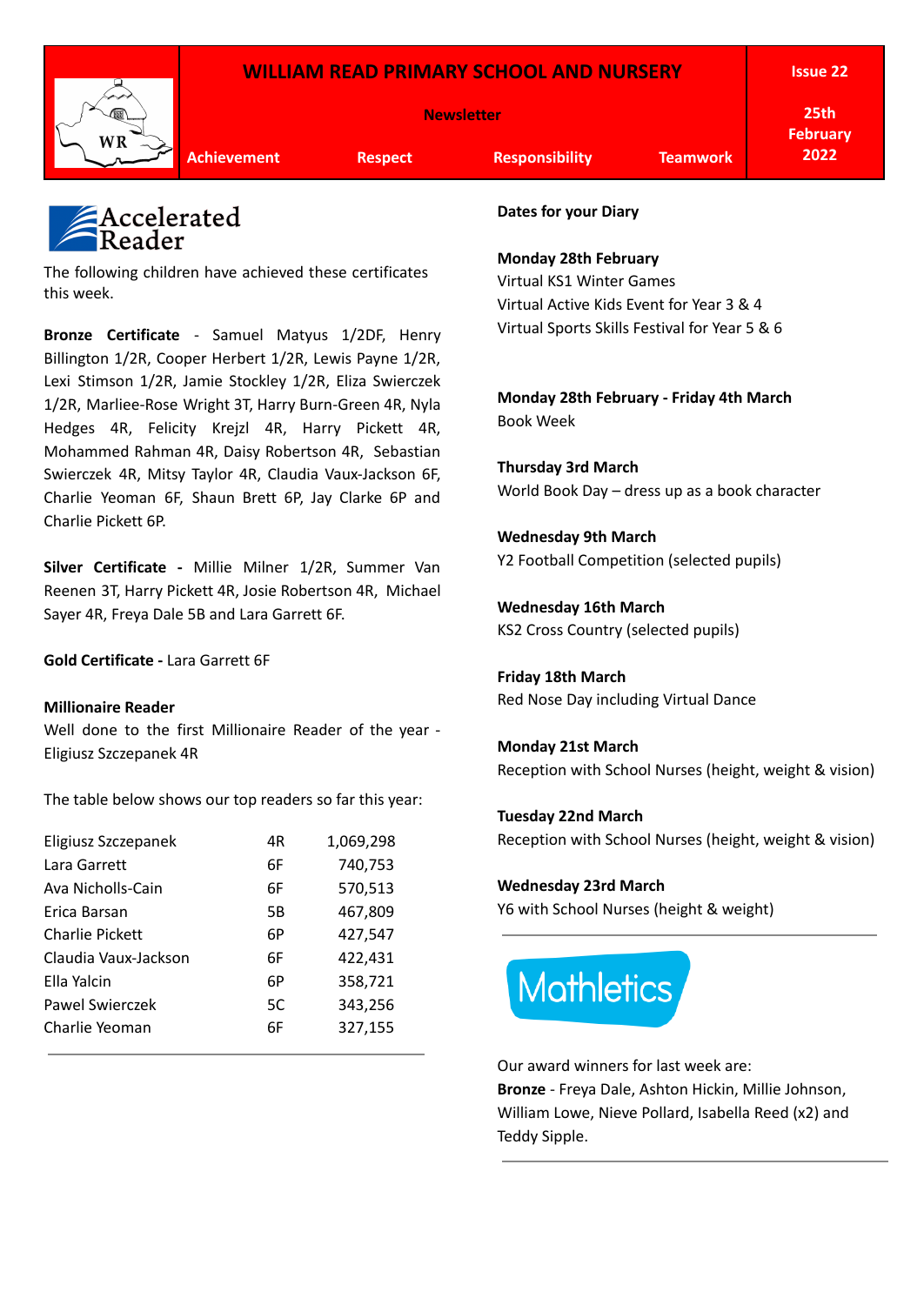| | WILLIAM READ PRIMARY SCHOOL AND NURSERY | | | | Issue 22 |
|---|---|---|---|---|---|
| | Newsletter | | | | 25th February 2022 |
| | Achievement | Respect | Responsibility | Teamwork | |

## Accelerated Reader

The following children have achieved these certificates this week.

**Bronze Certificate** - Samuel Matyus 1/2DF, Henry Billington 1/2R, Cooper Herbert 1/2R, Lewis Payne 1/2R, Lexi Stimson 1/2R, Jamie Stockley 1/2R, Eliza Swierczek 1/2R, Marliee-Rose Wright 3T, Harry Burn-Green 4R, Nyla Hedges 4R, Felicity Krejzl 4R, Harry Pickett 4R, Mohammed Rahman 4R, Daisy Robertson 4R, Sebastian Swierczek 4R, Mitsy Taylor 4R, Claudia Vaux-Jackson 6F, Charlie Yeoman 6F, Shaun Brett 6P, Jay Clarke 6P and Charlie Pickett 6P.

**Silver Certificate -** Millie Milner 1/2R, Summer Van Reenen 3T, Harry Pickett 4R, Josie Robertson 4R, Michael Sayer 4R, Freya Dale 5B and Lara Garrett 6F.

**Gold Certificate -** Lara Garrett 6F

**Millionaire Reader**

Well done to the first Millionaire Reader of the year - Eligiusz Szczepanek 4R

The table below shows our top readers so far this year:

| Name | Class | Words |
|---|---|---|
| Eligiusz Szczepanek | 4R | 1,069,298 |
| Lara Garrett | 6F | 740,753 |
| Ava Nicholls-Cain | 6F | 570,513 |
| Erica Barsan | 5B | 467,809 |
| Charlie Pickett | 6P | 427,547 |
| Claudia Vaux-Jackson | 6F | 422,431 |
| Ella Yalcin | 6P | 358,721 |
| Pawel Swierczek | 5C | 343,256 |
| Charlie Yeoman | 6F | 327,155 |

**Dates for your Diary**

**Monday 28th February**
Virtual KS1 Winter Games
Virtual Active Kids Event for Year 3 & 4
Virtual Sports Skills Festival for Year 5 & 6

**Monday 28th February - Friday 4th March**
Book Week

**Thursday 3rd March**
World Book Day – dress up as a book character

**Wednesday 9th March**
Y2 Football Competition (selected pupils)

**Wednesday 16th March**
KS2 Cross Country (selected pupils)

**Friday 18th March**
Red Nose Day including Virtual Dance

**Monday 21st March**
Reception with School Nurses (height, weight & vision)

**Tuesday 22nd March**
Reception with School Nurses (height, weight & vision)

**Wednesday 23rd March**
Y6 with School Nurses (height & weight)

## Mathletics

Our award winners for last week are:
**Bronze** - Freya Dale, Ashton Hickin, Millie Johnson, William Lowe, Nieve Pollard, Isabella Reed (x2) and Teddy Sipple.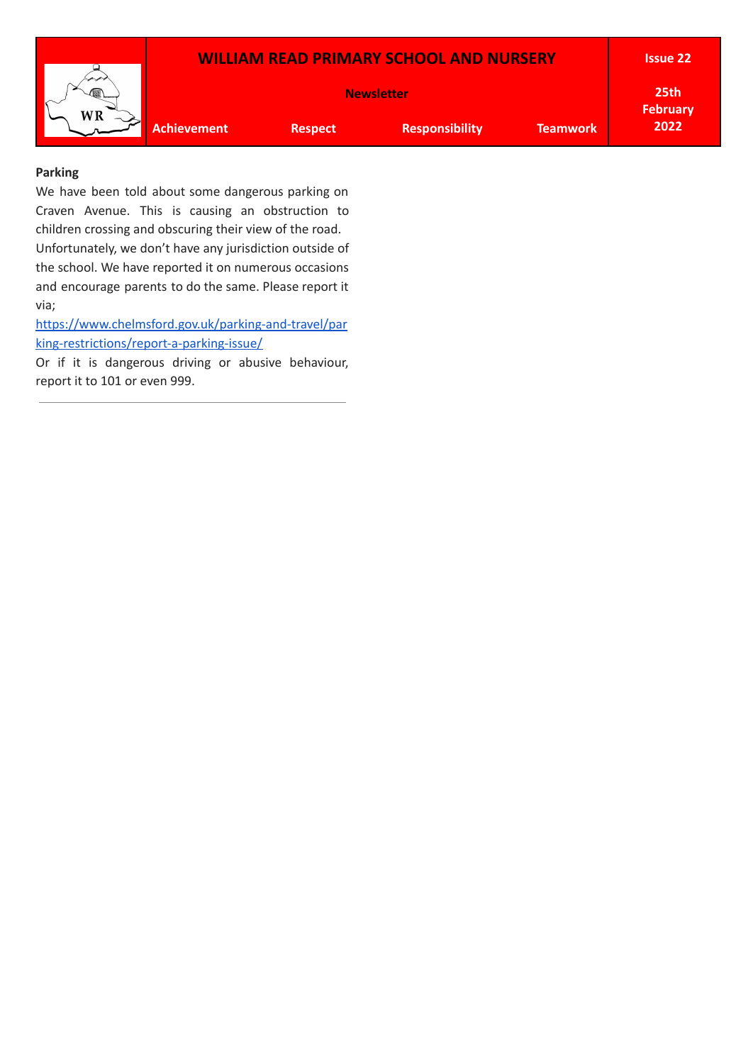| WILLIAM READ PRIMARY SCHOOL AND NURSERY | | | | Issue 22 |
|---|---|---|---|---|
| Newsletter | | | | 25th February 2022 |
| Achievement | Respect | Responsibility | Teamwork | |

**Parking**

We have been told about some dangerous parking on Craven Avenue. This is causing an obstruction to children crossing and obscuring their view of the road. Unfortunately, we don't have any jurisdiction outside of the school. We have reported it on numerous occasions and encourage parents to do the same. Please report it via;

https://www.chelmsford.gov.uk/parking-and-travel/parking-restrictions/report-a-parking-issue/

Or if it is dangerous driving or abusive behaviour, report it to 101 or even 999.